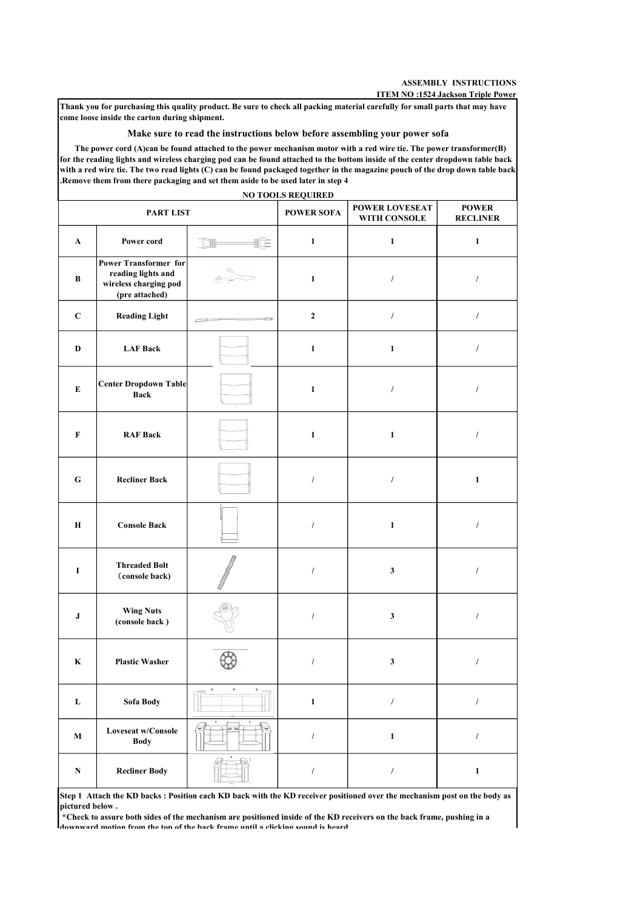**ASSEMBLY INSTRUCTIONS**

**ITEM NO :1524 Jackson Triple Power**

**Thank you for purchasing this quality product. Be sure to check all packing material carefully for small parts that may have come loose inside the carton during shipment.**

**Make sure to read the instructions below before assembling your power sofa**

**The power cord (A)can be found attached to the power mechanism motor with a red wire tie. The power transformer(B) for the reading lights and wireless charging pod can be found attached to the bottom inside of the center dropdown table back with a red wire tie. The two read lights (C) can be found packaged together in the magazine pouch of the drop down table back .Remove them from there packaging and set them aside to be used later in step 4**

**NO TOOLS REQUIRED**

| PART LIST | | | POWER SOFA | POWER LOVESEAT WITH CONSOLE | POWER RECLINER |
|---|---|---|---|---|---|
| A | Power cord | | 1 | 1 | 1 |
| B | Power Transformer for reading lights and wireless charging pod (pre attached) | | 1 | / | / |
| C | Reading Light | | 2 | / | / |
| D | LAF Back | | 1 | 1 | / |
| E | Center Dropdown Table Back | | 1 | / | / |
| F | RAF Back | | 1 | 1 | / |
| G | Recliner Back | | / | / | 1 |
| H | Console Back | | / | 1 | / |
| I | Threaded Bolt (console back) | | / | 3 | / |
| J | Wing Nuts (console back ) | | / | 3 | / |
| K | Plastic Washer | | / | 3 | / |
| L | Sofa Body | | 1 | / | / |
| M | Loveseat w/Console Body | | / | 1 | / |
| N | Recliner Body | | / | / | 1 |

**Step 1 Attach the KD backs : Position each KD back with the KD receiver positioned over the mechanism post on the body as pictured below .**

**\*Check to assure both sides of the mechanism are positioned inside of the KD receivers on the back frame, pushing in a downward motion from the top of the back frame until a clicking sound is heard**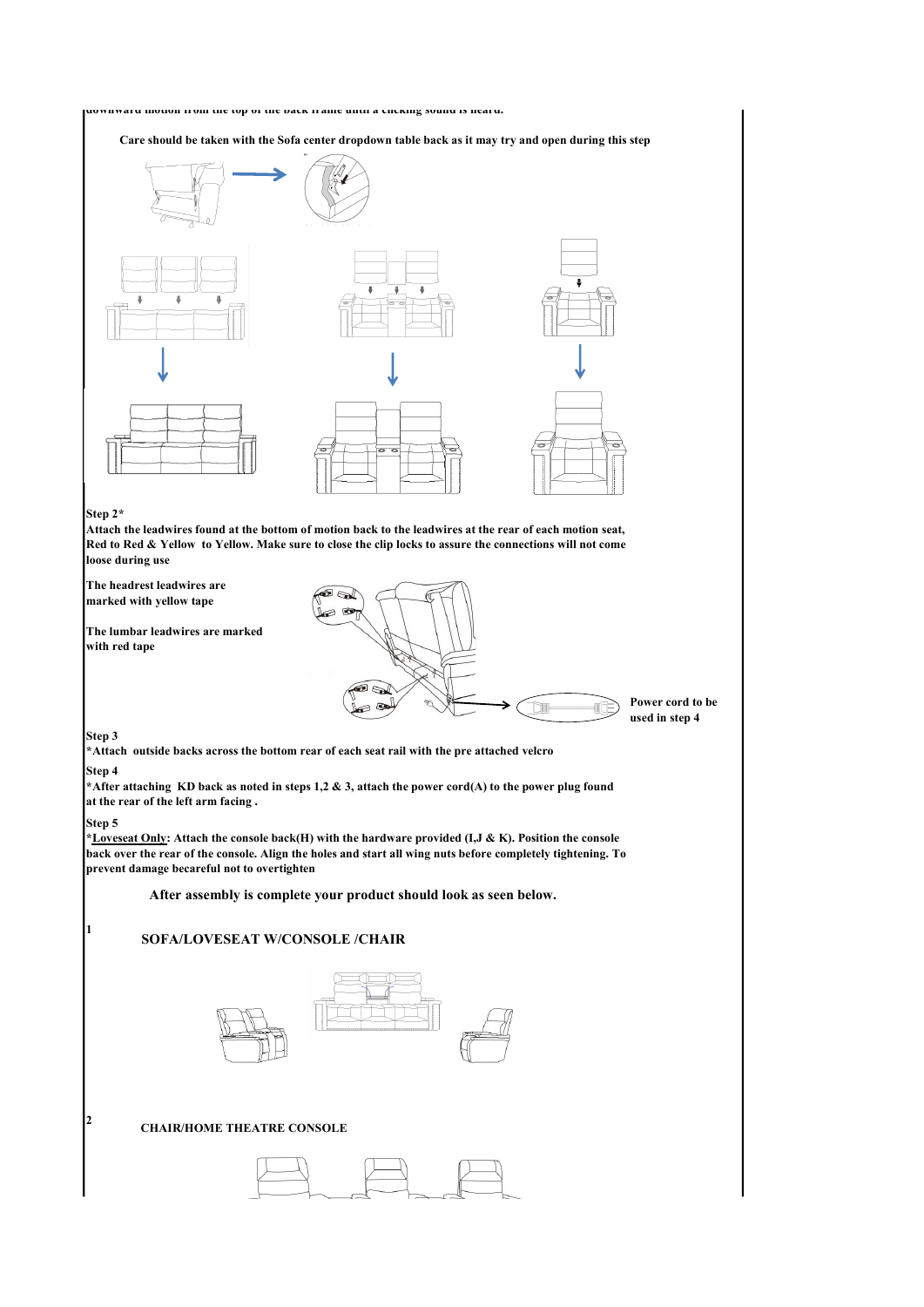downward motion from the top of the back frame until a clicking sound is heard.

**Care should be taken with the Sofa center dropdown table back as it may try and open during this step**

**Step 2***

**Attach the leadwires found at the bottom of motion back to the leadwires at the rear of each motion seat, Red to Red & Yellow to Yellow. Make sure to close the clip locks to assure the connections will not come loose during use**

**The headrest leadwires are marked with yellow tape**

**The lumbar leadwires are marked with red tape**

**Power cord to be used in step 4**

**Step 3**

***Attach outside backs across the bottom rear of each seat rail with the pre attached velcro**

**Step 4**

***After attaching KD back as noted in steps 1,2 & 3, attach the power cord(A) to the power plug found at the rear of the left arm facing .**

**Step 5**

***<u>Loveseat Only</u>: Attach the console back(H) with the hardware provided (I,J & K). Position the console back over the rear of the console. Align the holes and start all wing nuts before completely tightening. To prevent damage becareful not to overtighten**

**After assembly is complete your product should look as seen below.**

**1** **SOFA/LOVESEAT W/CONSOLE /CHAIR**

**2** **CHAIR/HOME THEATRE CONSOLE**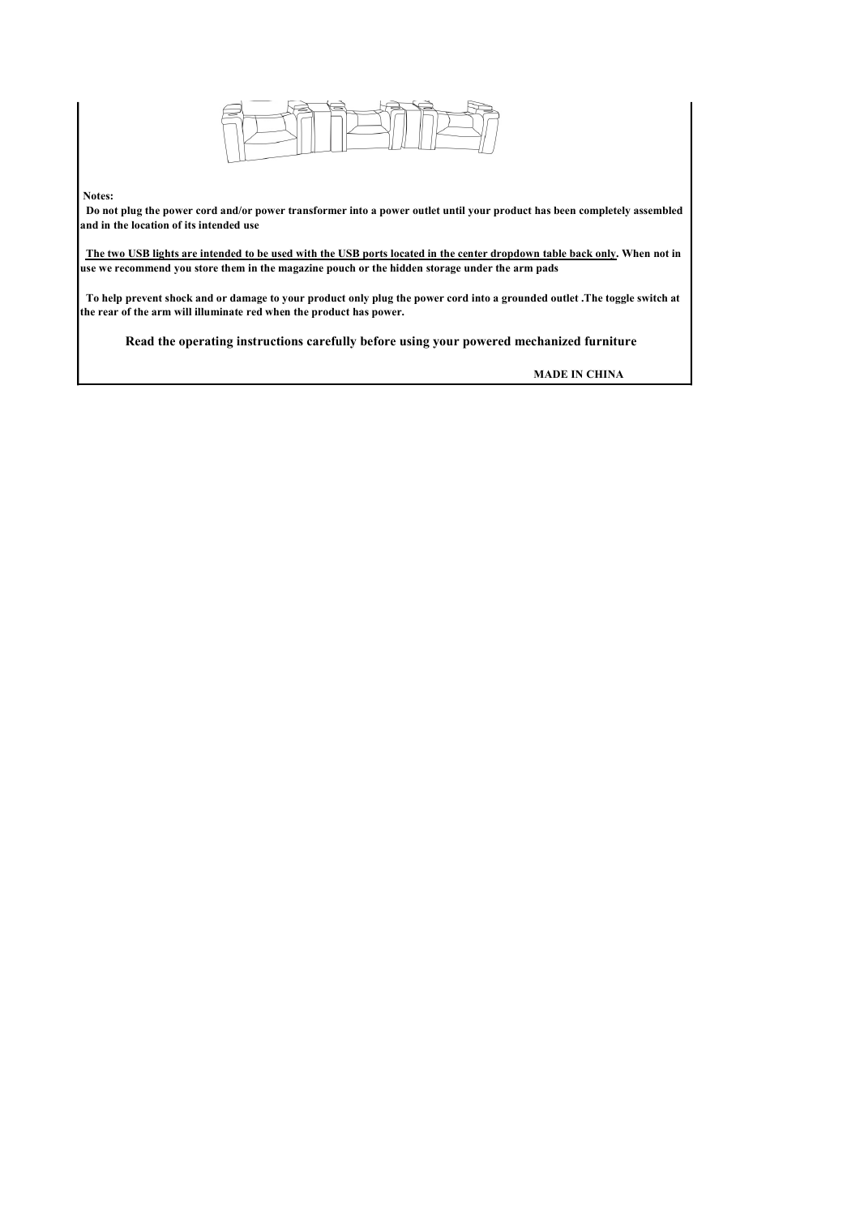**Notes:**

**Do not plug the power cord and/or power transformer into a power outlet until your product has been completely assembled and in the location of its intended use**

**The two USB lights are intended to be used with the USB ports located in the center dropdown table back only. When not in use we recommend you store them in the magazine pouch or the hidden storage under the arm pads**

**To help prevent shock and or damage to your product only plug the power cord into a grounded outlet .The toggle switch at the rear of the arm will illuminate red when the product has power.**

**Read the operating instructions carefully before using your powered mechanized furniture**

**MADE IN CHINA**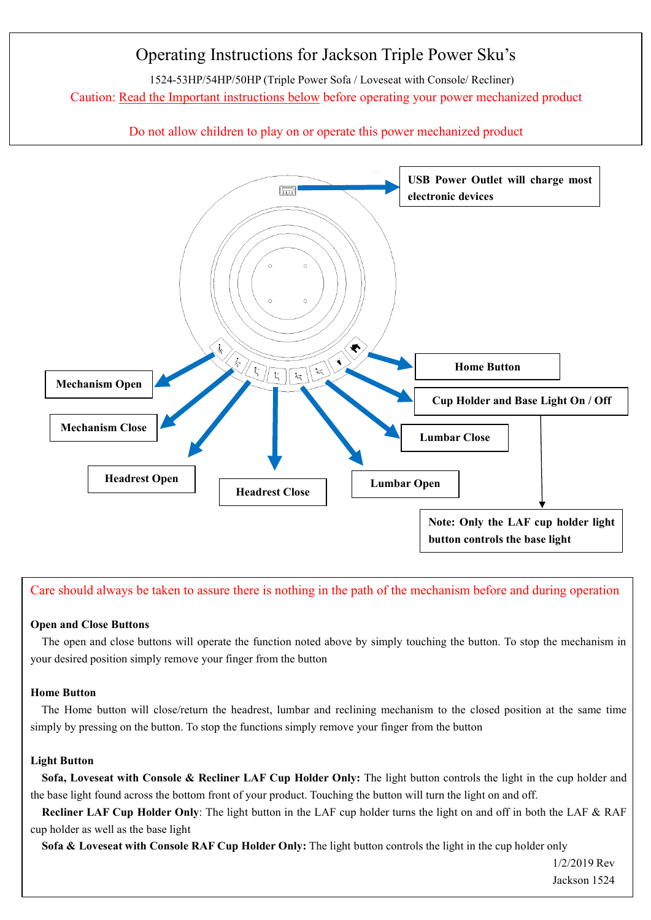# Operating Instructions for Jackson Triple Power Sku's

1524-53HP/54HP/50HP (Triple Power Sofa / Loveseat with Console/ Recliner)

Caution: Read the Important instructions below before operating your power mechanized product

Do not allow children to play on or operate this power mechanized product

**USB Power Outlet will charge most electronic devices**

**Home Button**

**Cup Holder and Base Light On / Off**

**Mechanism Open**

**Mechanism Close**

**Lumbar Close**

**Headrest Open**

**Headrest Close**

**Lumbar Open**

**Note: Only the LAF cup holder light button controls the base light**

Care should always be taken to assure there is nothing in the path of the mechanism before and during operation

**Open and Close Buttons**

The open and close buttons will operate the function noted above by simply touching the button. To stop the mechanism in your desired position simply remove your finger from the button

**Home Button**

The Home button will close/return the headrest, lumbar and reclining mechanism to the closed position at the same time simply by pressing on the button. To stop the functions simply remove your finger from the button

**Light Button**

**Sofa, Loveseat with Console & Recliner LAF Cup Holder Only:** The light button controls the light in the cup holder and the base light found across the bottom front of your product. Touching the button will turn the light on and off.

**Recliner LAF Cup Holder Only**: The light button in the LAF cup holder turns the light on and off in both the LAF & RAF cup holder as well as the base light

**Sofa & Loveseat with Console RAF Cup Holder Only:** The light button controls the light in the cup holder only

1/2/2019 Rev

Jackson 1524